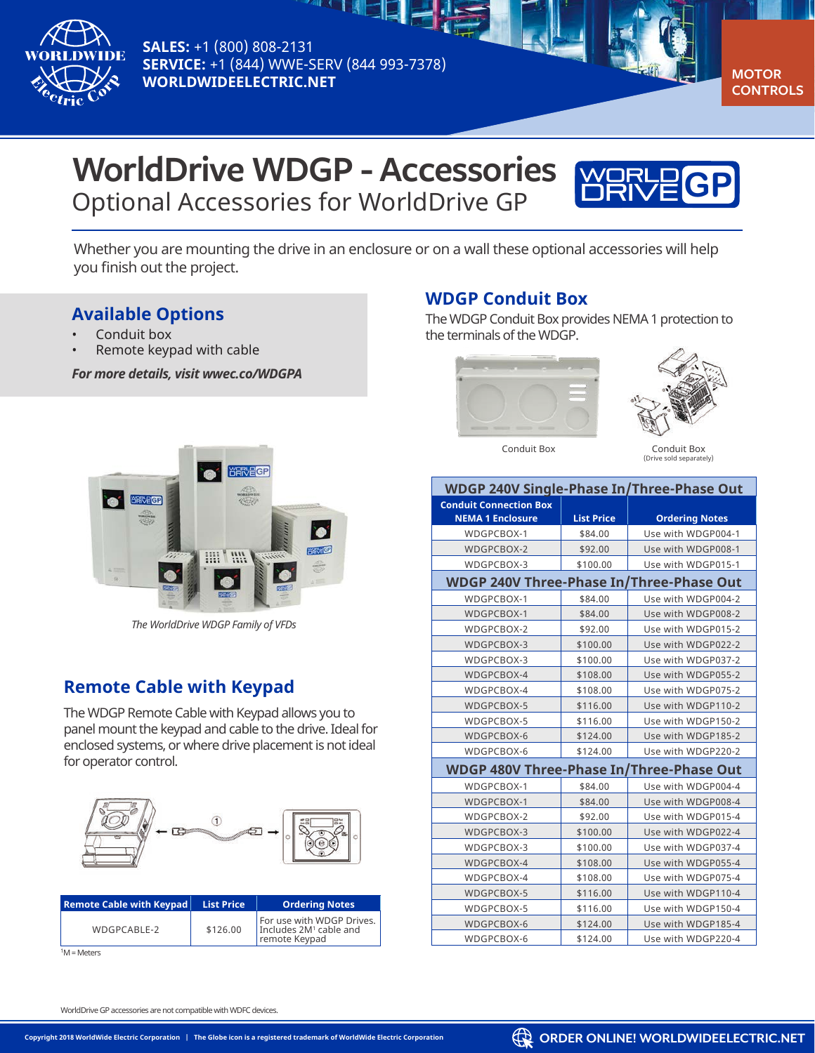SALES: +1 (800) 808-2131
SERVICE: +1 (844) WWE-SERV (844 993-7378)
WORLDWIDEELECTRIC.NET

MOTOR CONTROLS

# WorldDrive WDGP - Accessories

## Optional Accessories for WorldDrive GP

Whether you are mounting the drive in an enclosure or on a wall these optional accessories will help you finish out the project.

## Available Options

- Conduit box
- Remote keypad with cable

***For more details, visit wwec.co/WDGPA***

*The WorldDrive WDGP Family of VFDs*

## Remote Cable with Keypad

The WDGP Remote Cable with Keypad allows you to panel mount the keypad and cable to the drive. Ideal for enclosed systems, or where drive placement is not ideal for operator control.

| Remote Cable with Keypad | List Price | Ordering Notes |
|---|---|---|
| WDGPCABLE-2 | $126.00 | For use with WDGP Drives. Includes 2M[1] cable and remote Keypad |

[1]M = Meters

## WDGP Conduit Box

The WDGP Conduit Box provides NEMA 1 protection to the terminals of the WDGP.

Conduit Box

Conduit Box (Drive sold separately)

| Conduit Connection Box NEMA 1 Enclosure | List Price | Ordering Notes |
|---|---|---|
| **WDGP 240V Single-Phase In/Three-Phase Out** | | |
| WDGPCBOX-1 | $84.00 | Use with WDGP004-1 |
| WDGPCBOX-2 | $92.00 | Use with WDGP008-1 |
| WDGPCBOX-3 | $100.00 | Use with WDGP015-1 |
| **WDGP 240V Three-Phase In/Three-Phase Out** | | |
| WDGPCBOX-1 | $84.00 | Use with WDGP004-2 |
| WDGPCBOX-1 | $84.00 | Use with WDGP008-2 |
| WDGPCBOX-2 | $92.00 | Use with WDGP015-2 |
| WDGPCBOX-3 | $100.00 | Use with WDGP022-2 |
| WDGPCBOX-3 | $100.00 | Use with WDGP037-2 |
| WDGPCBOX-4 | $108.00 | Use with WDGP055-2 |
| WDGPCBOX-4 | $108.00 | Use with WDGP075-2 |
| WDGPCBOX-5 | $116.00 | Use with WDGP110-2 |
| WDGPCBOX-5 | $116.00 | Use with WDGP150-2 |
| WDGPCBOX-6 | $124.00 | Use with WDGP185-2 |
| WDGPCBOX-6 | $124.00 | Use with WDGP220-2 |
| **WDGP 480V Three-Phase In/Three-Phase Out** | | |
| WDGPCBOX-1 | $84.00 | Use with WDGP004-4 |
| WDGPCBOX-1 | $84.00 | Use with WDGP008-4 |
| WDGPCBOX-2 | $92.00 | Use with WDGP015-4 |
| WDGPCBOX-3 | $100.00 | Use with WDGP022-4 |
| WDGPCBOX-3 | $100.00 | Use with WDGP037-4 |
| WDGPCBOX-4 | $108.00 | Use with WDGP055-4 |
| WDGPCBOX-4 | $108.00 | Use with WDGP075-4 |
| WDGPCBOX-5 | $116.00 | Use with WDGP110-4 |
| WDGPCBOX-5 | $116.00 | Use with WDGP150-4 |
| WDGPCBOX-6 | $124.00 | Use with WDGP185-4 |
| WDGPCBOX-6 | $124.00 | Use with WDGP220-4 |

WorldDrive GP accessories are not compatible with WDFC devices.

Copyright 2018 WorldWide Electric Corporation | The Globe icon is a registered trademark of WorldWide Electric Corporation

ORDER ONLINE! WORLDWIDEELECTRIC.NET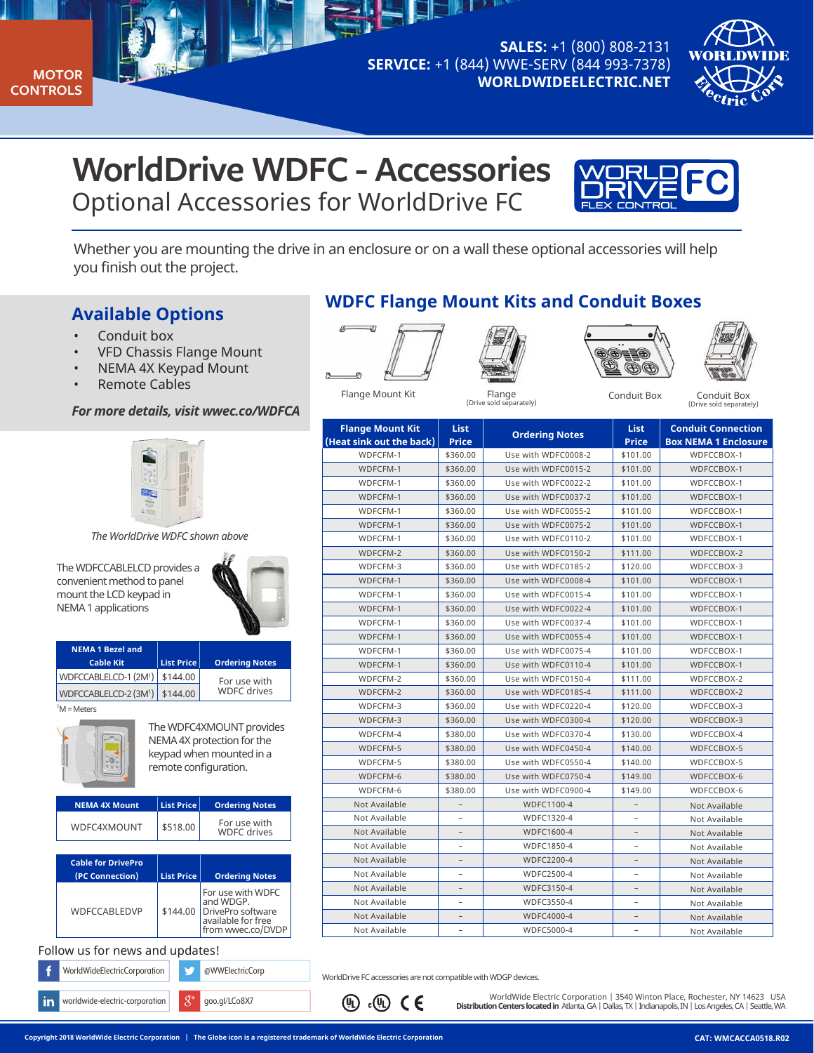MOTOR CONTROLS

**SALES:** +1 (800) 808-2131
**SERVICE:** +1 (844) WWE-SERV (844 993-7378)
**WORLDWIDEELECTRIC.NET**

# WorldDrive WDFC - Accessories

## Optional Accessories for WorldDrive FC

Whether you are mounting the drive in an enclosure or on a wall these optional accessories will help you finish out the project.

## Available Options

- Conduit box
- VFD Chassis Flange Mount
- NEMA 4X Keypad Mount
- Remote Cables

***For more details, visit wwec.co/WDFCA***

*The WorldDrive WDFC shown above*

The WDFCCABLELCD provides a convenient method to panel mount the LCD keypad in NEMA 1 applications

| NEMA 1 Bezel and Cable Kit | List Price | Ordering Notes |
|---|---|---|
| WDFCCABLELCD-1 (2M[1]) | $144.00 | For use with WDFC drives |
| WDFCCABLELCD-2 (3M[1]) | $144.00 | |

[1]M = Meters

The WDFC4XMOUNT provides NEMA 4X protection for the keypad when mounted in a remote configuration.

| NEMA 4X Mount | List Price | Ordering Notes |
|---|---|---|
| WDFC4XMOUNT | $518.00 | For use with WDFC drives |

| Cable for DrivePro (PC Connection) | List Price | Ordering Notes |
|---|---|---|
| WDFCCABLEDVP | $144.00 | For use with WDFC and WDGP. DrivePro software available for free from wwec.co/DVDP |

## WDFC Flange Mount Kits and Conduit Boxes

Flange Mount Kit

Flange (Drive sold separately)

Conduit Box

Conduit Box (Drive sold separately)

| Flange Mount Kit (Heat sink out the back) | List Price | Ordering Notes | List Price | Conduit Connection Box NEMA 1 Enclosure |
|---|---|---|---|---|
| WDFCFM-1 | $360.00 | Use with WDFC0008-2 | $101.00 | WDFCCBOX-1 |
| WDFCFM-1 | $360.00 | Use with WDFC0015-2 | $101.00 | WDFCCBOX-1 |
| WDFCFM-1 | $360.00 | Use with WDFC0022-2 | $101.00 | WDFCCBOX-1 |
| WDFCFM-1 | $360.00 | Use with WDFC0037-2 | $101.00 | WDFCCBOX-1 |
| WDFCFM-1 | $360.00 | Use with WDFC0055-2 | $101.00 | WDFCCBOX-1 |
| WDFCFM-1 | $360.00 | Use with WDFC0075-2 | $101.00 | WDFCCBOX-1 |
| WDFCFM-1 | $360.00 | Use with WDFC0110-2 | $101.00 | WDFCCBOX-1 |
| WDFCFM-2 | $360.00 | Use with WDFC0150-2 | $111.00 | WDFCCBOX-2 |
| WDFCFM-3 | $360.00 | Use with WDFC0185-2 | $120.00 | WDFCCBOX-3 |
| WDFCFM-1 | $360.00 | Use with WDFC0008-4 | $101.00 | WDFCCBOX-1 |
| WDFCFM-1 | $360.00 | Use with WDFC0015-4 | $101.00 | WDFCCBOX-1 |
| WDFCFM-1 | $360.00 | Use with WDFC0022-4 | $101.00 | WDFCCBOX-1 |
| WDFCFM-1 | $360.00 | Use with WDFC0037-4 | $101.00 | WDFCCBOX-1 |
| WDFCFM-1 | $360.00 | Use with WDFC0055-4 | $101.00 | WDFCCBOX-1 |
| WDFCFM-1 | $360.00 | Use with WDFC0075-4 | $101.00 | WDFCCBOX-1 |
| WDFCFM-1 | $360.00 | Use with WDFC0110-4 | $101.00 | WDFCCBOX-1 |
| WDFCFM-2 | $360.00 | Use with WDFC0150-4 | $111.00 | WDFCCBOX-2 |
| WDFCFM-2 | $360.00 | Use with WDFC0185-4 | $111.00 | WDFCCBOX-2 |
| WDFCFM-3 | $360.00 | Use with WDFC0220-4 | $120.00 | WDFCCBOX-3 |
| WDFCFM-3 | $360.00 | Use with WDFC0300-4 | $120.00 | WDFCCBOX-3 |
| WDFCFM-4 | $380.00 | Use with WDFC0370-4 | $130.00 | WDFCCBOX-4 |
| WDFCFM-5 | $380.00 | Use with WDFC0450-4 | $140.00 | WDFCCBOX-5 |
| WDFCFM-5 | $380.00 | Use with WDFC0550-4 | $140.00 | WDFCCBOX-5 |
| WDFCFM-6 | $380.00 | Use with WDFC0750-4 | $149.00 | WDFCCBOX-6 |
| WDFCFM-6 | $380.00 | Use with WDFC0900-4 | $149.00 | WDFCCBOX-6 |
| Not Available | – | WDFC1100-4 | – | Not Available |
| Not Available | – | WDFC1320-4 | – | Not Available |
| Not Available | – | WDFC1600-4 | – | Not Available |
| Not Available | – | WDFC1850-4 | – | Not Available |
| Not Available | – | WDFC2200-4 | – | Not Available |
| Not Available | – | WDFC2500-4 | – | Not Available |
| Not Available | – | WDFC3150-4 | – | Not Available |
| Not Available | – | WDFC3550-4 | – | Not Available |
| Not Available | – | WDFC4000-4 | – | Not Available |
| Not Available | – | WDFC5000-4 | – | Not Available |

WorldDrive FC accessories are not compatible with WDGP devices.

Follow us for news and updates!

- WorldWideElectricCorporation
- @WWElectricCorp
- worldwide-electric-corporation
- goo.gl/LCo8X7

WorldWide Electric Corporation | 3540 Winton Place, Rochester, NY 14623 USA
**Distribution Centers located in** Atlanta, GA | Dallas, TX | Indianapolis, IN | Los Angeles, CA | Seattle, WA

Copyright 2018 WorldWide Electric Corporation | The Globe icon is a registered trademark of WorldWide Electric Corporation

CAT: WMCACCA0518.R02